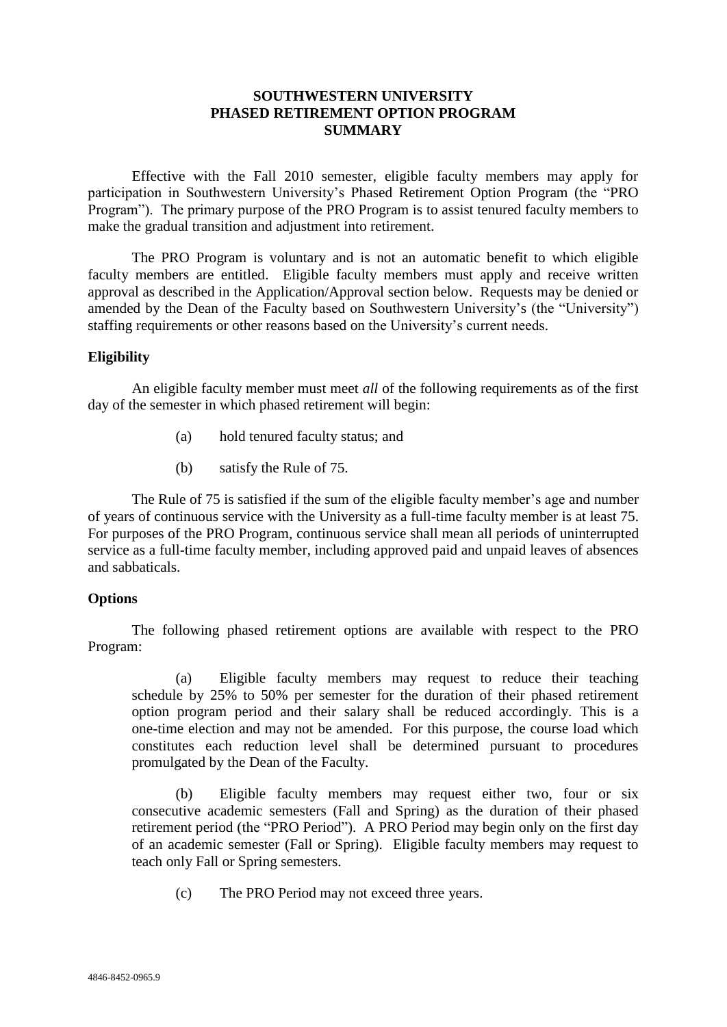**SOUTHWESTERN UNIVERSITY**
**PHASED RETIREMENT OPTION PROGRAM**
**SUMMARY**

Effective with the Fall 2010 semester, eligible faculty members may apply for participation in Southwestern University's Phased Retirement Option Program (the "PRO Program"). The primary purpose of the PRO Program is to assist tenured faculty members to make the gradual transition and adjustment into retirement.

The PRO Program is voluntary and is not an automatic benefit to which eligible faculty members are entitled. Eligible faculty members must apply and receive written approval as described in the Application/Approval section below. Requests may be denied or amended by the Dean of the Faculty based on Southwestern University's (the "University") staffing requirements or other reasons based on the University's current needs.

**Eligibility**

An eligible faculty member must meet *all* of the following requirements as of the first day of the semester in which phased retirement will begin:

(a) hold tenured faculty status; and

(b) satisfy the Rule of 75.

The Rule of 75 is satisfied if the sum of the eligible faculty member's age and number of years of continuous service with the University as a full-time faculty member is at least 75. For purposes of the PRO Program, continuous service shall mean all periods of uninterrupted service as a full-time faculty member, including approved paid and unpaid leaves of absences and sabbaticals.

**Options**

The following phased retirement options are available with respect to the PRO Program:

(a) Eligible faculty members may request to reduce their teaching schedule by 25% to 50% per semester for the duration of their phased retirement option program period and their salary shall be reduced accordingly. This is a one-time election and may not be amended. For this purpose, the course load which constitutes each reduction level shall be determined pursuant to procedures promulgated by the Dean of the Faculty.

(b) Eligible faculty members may request either two, four or six consecutive academic semesters (Fall and Spring) as the duration of their phased retirement period (the "PRO Period"). A PRO Period may begin only on the first day of an academic semester (Fall or Spring). Eligible faculty members may request to teach only Fall or Spring semesters.

(c) The PRO Period may not exceed three years.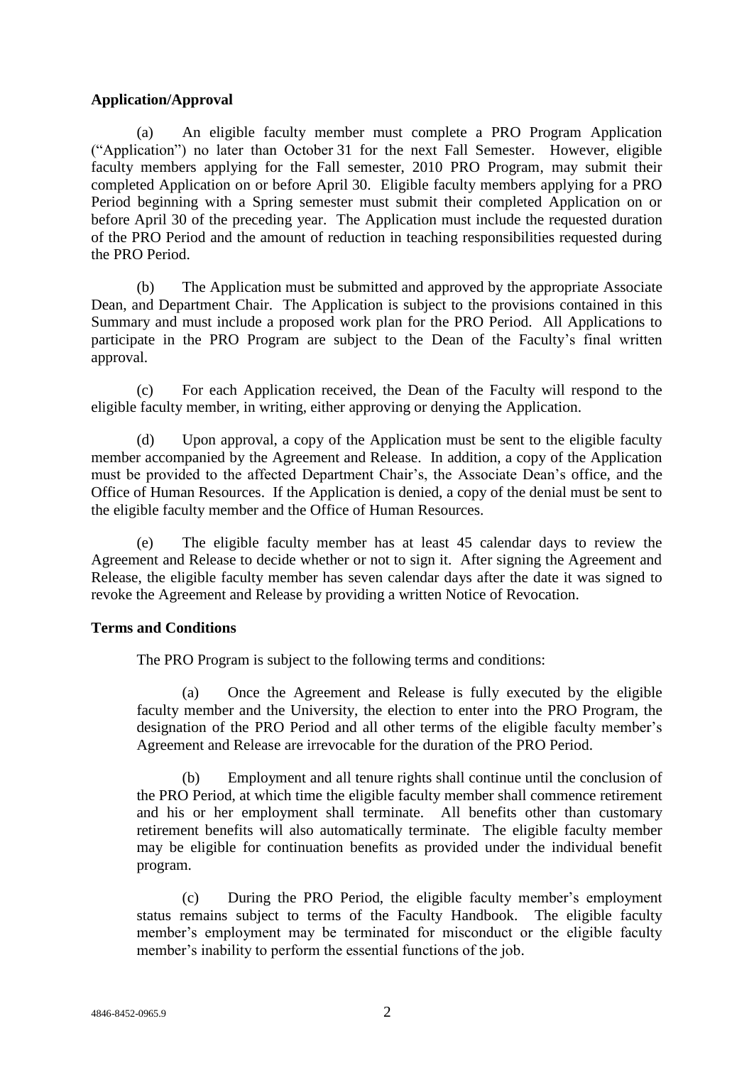**Application/Approval**

(a) An eligible faculty member must complete a PRO Program Application ("Application") no later than October 31 for the next Fall Semester. However, eligible faculty members applying for the Fall semester, 2010 PRO Program, may submit their completed Application on or before April 30. Eligible faculty members applying for a PRO Period beginning with a Spring semester must submit their completed Application on or before April 30 of the preceding year. The Application must include the requested duration of the PRO Period and the amount of reduction in teaching responsibilities requested during the PRO Period.

(b) The Application must be submitted and approved by the appropriate Associate Dean, and Department Chair. The Application is subject to the provisions contained in this Summary and must include a proposed work plan for the PRO Period. All Applications to participate in the PRO Program are subject to the Dean of the Faculty's final written approval.

(c) For each Application received, the Dean of the Faculty will respond to the eligible faculty member, in writing, either approving or denying the Application.

(d) Upon approval, a copy of the Application must be sent to the eligible faculty member accompanied by the Agreement and Release. In addition, a copy of the Application must be provided to the affected Department Chair's, the Associate Dean's office, and the Office of Human Resources. If the Application is denied, a copy of the denial must be sent to the eligible faculty member and the Office of Human Resources.

(e) The eligible faculty member has at least 45 calendar days to review the Agreement and Release to decide whether or not to sign it. After signing the Agreement and Release, the eligible faculty member has seven calendar days after the date it was signed to revoke the Agreement and Release by providing a written Notice of Revocation.

**Terms and Conditions**

The PRO Program is subject to the following terms and conditions:

(a) Once the Agreement and Release is fully executed by the eligible faculty member and the University, the election to enter into the PRO Program, the designation of the PRO Period and all other terms of the eligible faculty member's Agreement and Release are irrevocable for the duration of the PRO Period.

(b) Employment and all tenure rights shall continue until the conclusion of the PRO Period, at which time the eligible faculty member shall commence retirement and his or her employment shall terminate. All benefits other than customary retirement benefits will also automatically terminate. The eligible faculty member may be eligible for continuation benefits as provided under the individual benefit program.

(c) During the PRO Period, the eligible faculty member's employment status remains subject to terms of the Faculty Handbook. The eligible faculty member's employment may be terminated for misconduct or the eligible faculty member's inability to perform the essential functions of the job.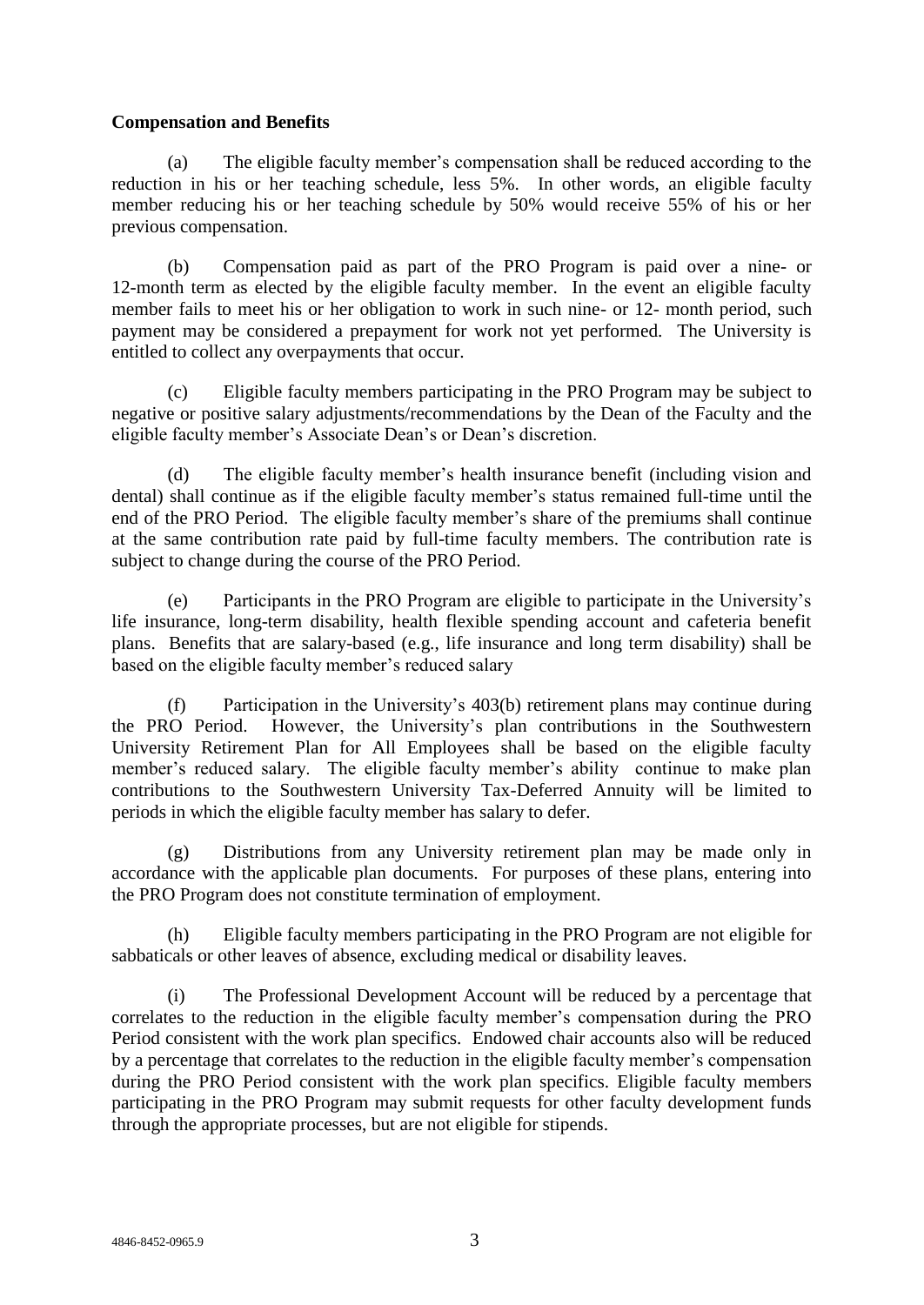**Compensation and Benefits**

(a) The eligible faculty member's compensation shall be reduced according to the reduction in his or her teaching schedule, less 5%. In other words, an eligible faculty member reducing his or her teaching schedule by 50% would receive 55% of his or her previous compensation.

(b) Compensation paid as part of the PRO Program is paid over a nine- or 12-month term as elected by the eligible faculty member. In the event an eligible faculty member fails to meet his or her obligation to work in such nine- or 12- month period, such payment may be considered a prepayment for work not yet performed. The University is entitled to collect any overpayments that occur.

(c) Eligible faculty members participating in the PRO Program may be subject to negative or positive salary adjustments/recommendations by the Dean of the Faculty and the eligible faculty member's Associate Dean's or Dean's discretion.

(d) The eligible faculty member's health insurance benefit (including vision and dental) shall continue as if the eligible faculty member's status remained full-time until the end of the PRO Period. The eligible faculty member's share of the premiums shall continue at the same contribution rate paid by full-time faculty members. The contribution rate is subject to change during the course of the PRO Period.

(e) Participants in the PRO Program are eligible to participate in the University's life insurance, long-term disability, health flexible spending account and cafeteria benefit plans. Benefits that are salary-based (e.g., life insurance and long term disability) shall be based on the eligible faculty member's reduced salary

(f) Participation in the University's 403(b) retirement plans may continue during the PRO Period. However, the University's plan contributions in the Southwestern University Retirement Plan for All Employees shall be based on the eligible faculty member's reduced salary. The eligible faculty member's ability continue to make plan contributions to the Southwestern University Tax-Deferred Annuity will be limited to periods in which the eligible faculty member has salary to defer.

(g) Distributions from any University retirement plan may be made only in accordance with the applicable plan documents. For purposes of these plans, entering into the PRO Program does not constitute termination of employment.

(h) Eligible faculty members participating in the PRO Program are not eligible for sabbaticals or other leaves of absence, excluding medical or disability leaves.

(i) The Professional Development Account will be reduced by a percentage that correlates to the reduction in the eligible faculty member's compensation during the PRO Period consistent with the work plan specifics. Endowed chair accounts also will be reduced by a percentage that correlates to the reduction in the eligible faculty member's compensation during the PRO Period consistent with the work plan specifics. Eligible faculty members participating in the PRO Program may submit requests for other faculty development funds through the appropriate processes, but are not eligible for stipends.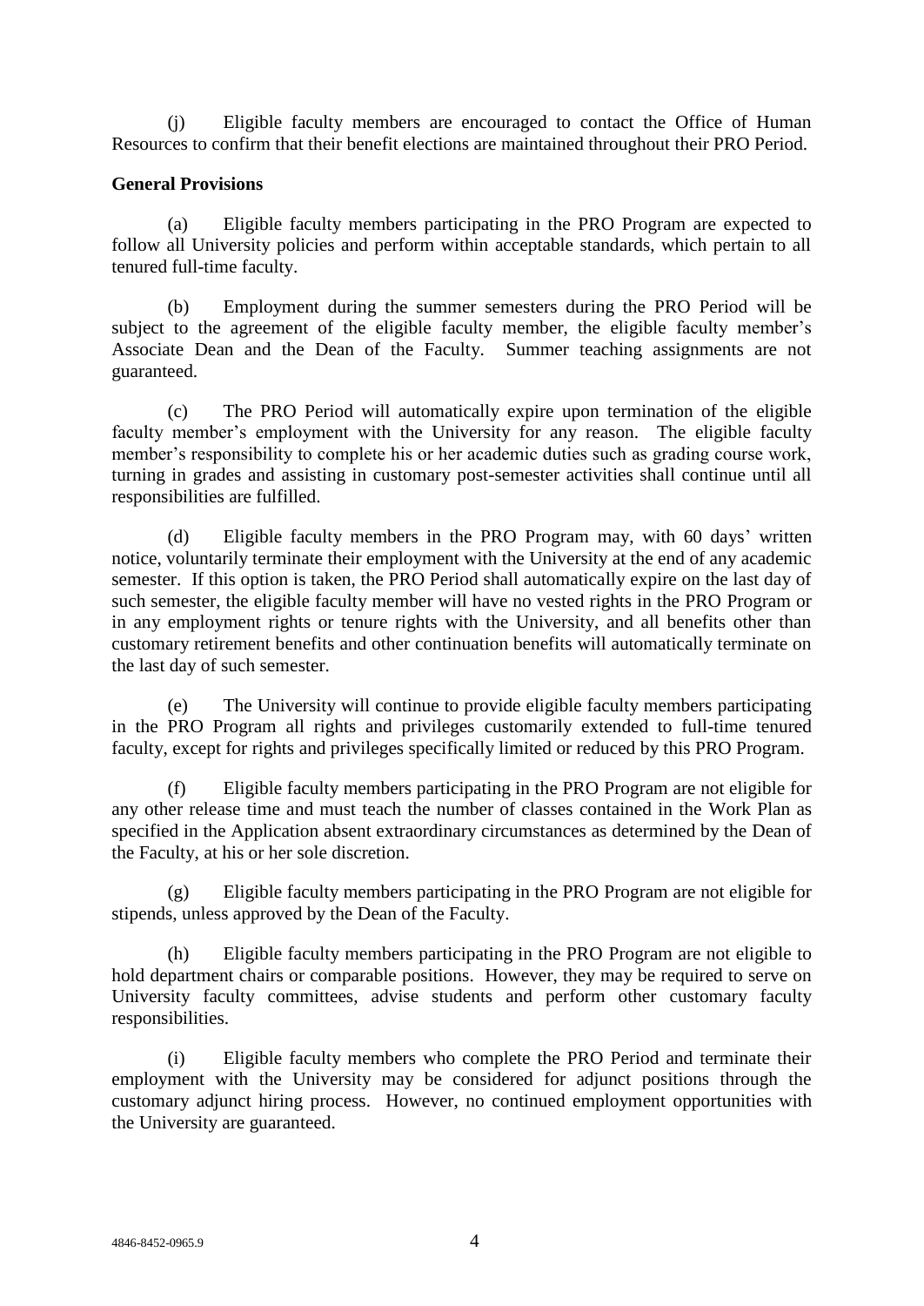(j) Eligible faculty members are encouraged to contact the Office of Human Resources to confirm that their benefit elections are maintained throughout their PRO Period.

**General Provisions**

(a) Eligible faculty members participating in the PRO Program are expected to follow all University policies and perform within acceptable standards, which pertain to all tenured full-time faculty.

(b) Employment during the summer semesters during the PRO Period will be subject to the agreement of the eligible faculty member, the eligible faculty member's Associate Dean and the Dean of the Faculty. Summer teaching assignments are not guaranteed.

(c) The PRO Period will automatically expire upon termination of the eligible faculty member's employment with the University for any reason. The eligible faculty member's responsibility to complete his or her academic duties such as grading course work, turning in grades and assisting in customary post-semester activities shall continue until all responsibilities are fulfilled.

(d) Eligible faculty members in the PRO Program may, with 60 days' written notice, voluntarily terminate their employment with the University at the end of any academic semester. If this option is taken, the PRO Period shall automatically expire on the last day of such semester, the eligible faculty member will have no vested rights in the PRO Program or in any employment rights or tenure rights with the University, and all benefits other than customary retirement benefits and other continuation benefits will automatically terminate on the last day of such semester.

(e) The University will continue to provide eligible faculty members participating in the PRO Program all rights and privileges customarily extended to full-time tenured faculty, except for rights and privileges specifically limited or reduced by this PRO Program.

(f) Eligible faculty members participating in the PRO Program are not eligible for any other release time and must teach the number of classes contained in the Work Plan as specified in the Application absent extraordinary circumstances as determined by the Dean of the Faculty, at his or her sole discretion.

(g) Eligible faculty members participating in the PRO Program are not eligible for stipends, unless approved by the Dean of the Faculty.

(h) Eligible faculty members participating in the PRO Program are not eligible to hold department chairs or comparable positions. However, they may be required to serve on University faculty committees, advise students and perform other customary faculty responsibilities.

(i) Eligible faculty members who complete the PRO Period and terminate their employment with the University may be considered for adjunct positions through the customary adjunct hiring process. However, no continued employment opportunities with the University are guaranteed.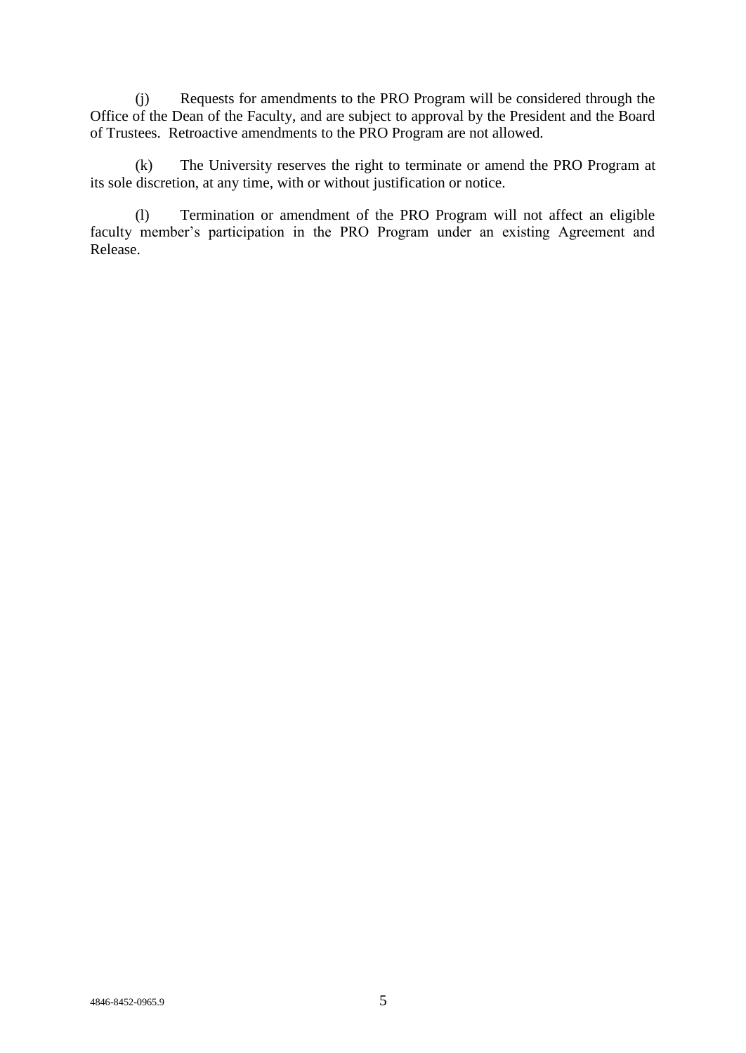(j) Requests for amendments to the PRO Program will be considered through the Office of the Dean of the Faculty, and are subject to approval by the President and the Board of Trustees. Retroactive amendments to the PRO Program are not allowed.

(k) The University reserves the right to terminate or amend the PRO Program at its sole discretion, at any time, with or without justification or notice.

(l) Termination or amendment of the PRO Program will not affect an eligible faculty member's participation in the PRO Program under an existing Agreement and Release.